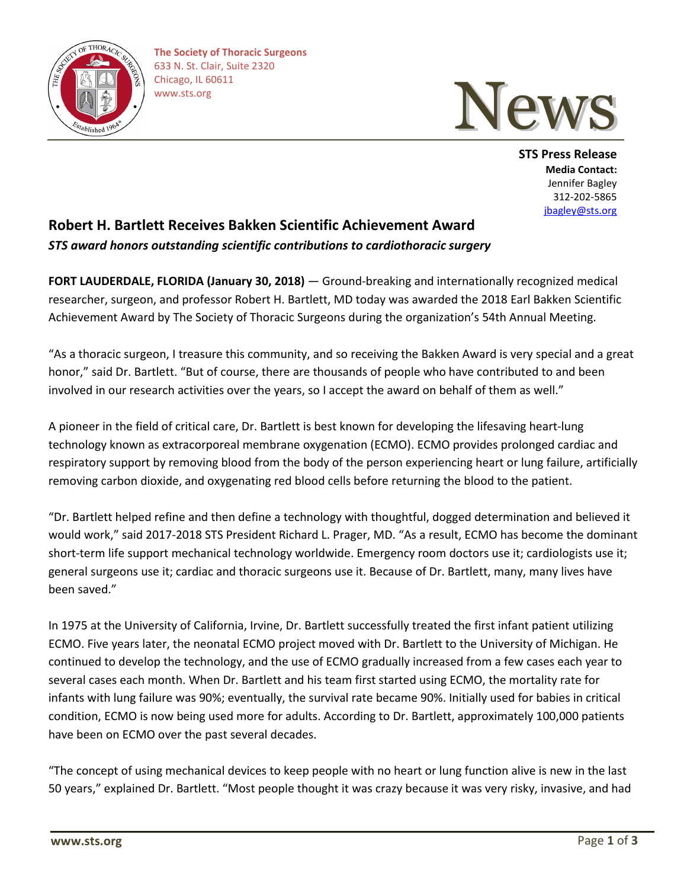The Society of Thoracic Surgeons
633 N. St. Clair, Suite 2320
Chicago, IL 60611
www.sts.org

News

**STS Press Release**
**Media Contact:**
Jennifer Bagley
312-202-5865
jbagley@sts.org

## Robert H. Bartlett Receives Bakken Scientific Achievement Award

***STS award honors outstanding scientific contributions to cardiothoracic surgery***

**FORT LAUDERDALE, FLORIDA (January 30, 2018)** — Ground-breaking and internationally recognized medical researcher, surgeon, and professor Robert H. Bartlett, MD today was awarded the 2018 Earl Bakken Scientific Achievement Award by The Society of Thoracic Surgeons during the organization's 54th Annual Meeting.

"As a thoracic surgeon, I treasure this community, and so receiving the Bakken Award is very special and a great honor," said Dr. Bartlett. "But of course, there are thousands of people who have contributed to and been involved in our research activities over the years, so I accept the award on behalf of them as well."

A pioneer in the field of critical care, Dr. Bartlett is best known for developing the lifesaving heart-lung technology known as extracorporeal membrane oxygenation (ECMO). ECMO provides prolonged cardiac and respiratory support by removing blood from the body of the person experiencing heart or lung failure, artificially removing carbon dioxide, and oxygenating red blood cells before returning the blood to the patient.

"Dr. Bartlett helped refine and then define a technology with thoughtful, dogged determination and believed it would work," said 2017-2018 STS President Richard L. Prager, MD. "As a result, ECMO has become the dominant short-term life support mechanical technology worldwide. Emergency room doctors use it; cardiologists use it; general surgeons use it; cardiac and thoracic surgeons use it. Because of Dr. Bartlett, many, many lives have been saved."

In 1975 at the University of California, Irvine, Dr. Bartlett successfully treated the first infant patient utilizing ECMO. Five years later, the neonatal ECMO project moved with Dr. Bartlett to the University of Michigan. He continued to develop the technology, and the use of ECMO gradually increased from a few cases each year to several cases each month. When Dr. Bartlett and his team first started using ECMO, the mortality rate for infants with lung failure was 90%; eventually, the survival rate became 90%. Initially used for babies in critical condition, ECMO is now being used more for adults. According to Dr. Bartlett, approximately 100,000 patients have been on ECMO over the past several decades.

"The concept of using mechanical devices to keep people with no heart or lung function alive is new in the last 50 years," explained Dr. Bartlett. "Most people thought it was crazy because it was very risky, invasive, and had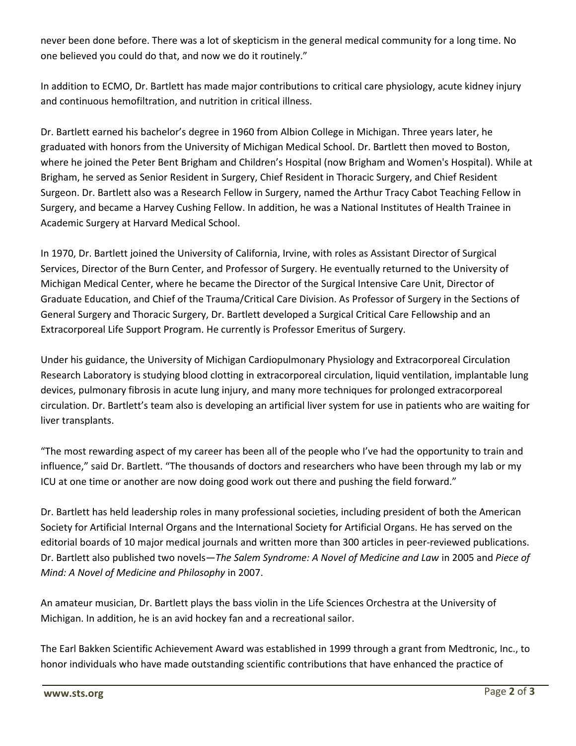never been done before. There was a lot of skepticism in the general medical community for a long time. No one believed you could do that, and now we do it routinely."

In addition to ECMO, Dr. Bartlett has made major contributions to critical care physiology, acute kidney injury and continuous hemofiltration, and nutrition in critical illness.

Dr. Bartlett earned his bachelor's degree in 1960 from Albion College in Michigan. Three years later, he graduated with honors from the University of Michigan Medical School. Dr. Bartlett then moved to Boston, where he joined the Peter Bent Brigham and Children's Hospital (now Brigham and Women's Hospital). While at Brigham, he served as Senior Resident in Surgery, Chief Resident in Thoracic Surgery, and Chief Resident Surgeon. Dr. Bartlett also was a Research Fellow in Surgery, named the Arthur Tracy Cabot Teaching Fellow in Surgery, and became a Harvey Cushing Fellow. In addition, he was a National Institutes of Health Trainee in Academic Surgery at Harvard Medical School.

In 1970, Dr. Bartlett joined the University of California, Irvine, with roles as Assistant Director of Surgical Services, Director of the Burn Center, and Professor of Surgery. He eventually returned to the University of Michigan Medical Center, where he became the Director of the Surgical Intensive Care Unit, Director of Graduate Education, and Chief of the Trauma/Critical Care Division. As Professor of Surgery in the Sections of General Surgery and Thoracic Surgery, Dr. Bartlett developed a Surgical Critical Care Fellowship and an Extracorporeal Life Support Program. He currently is Professor Emeritus of Surgery.

Under his guidance, the University of Michigan Cardiopulmonary Physiology and Extracorporeal Circulation Research Laboratory is studying blood clotting in extracorporeal circulation, liquid ventilation, implantable lung devices, pulmonary fibrosis in acute lung injury, and many more techniques for prolonged extracorporeal circulation. Dr. Bartlett's team also is developing an artificial liver system for use in patients who are waiting for liver transplants.

"The most rewarding aspect of my career has been all of the people who I've had the opportunity to train and influence," said Dr. Bartlett. "The thousands of doctors and researchers who have been through my lab or my ICU at one time or another are now doing good work out there and pushing the field forward."

Dr. Bartlett has held leadership roles in many professional societies, including president of both the American Society for Artificial Internal Organs and the International Society for Artificial Organs. He has served on the editorial boards of 10 major medical journals and written more than 300 articles in peer-reviewed publications. Dr. Bartlett also published two novels—*The Salem Syndrome: A Novel of Medicine and Law* in 2005 and *Piece of Mind: A Novel of Medicine and Philosophy* in 2007.

An amateur musician, Dr. Bartlett plays the bass violin in the Life Sciences Orchestra at the University of Michigan. In addition, he is an avid hockey fan and a recreational sailor.

The Earl Bakken Scientific Achievement Award was established in 1999 through a grant from Medtronic, Inc., to honor individuals who have made outstanding scientific contributions that have enhanced the practice of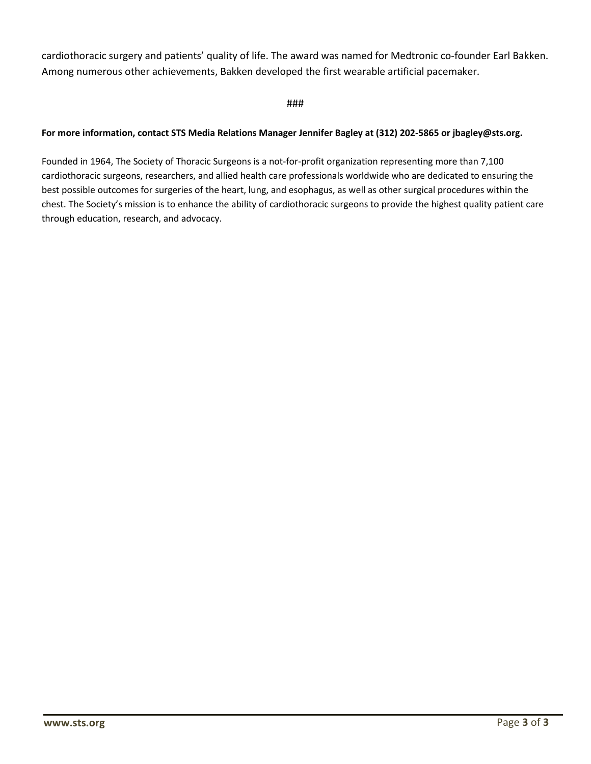cardiothoracic surgery and patients' quality of life. The award was named for Medtronic co-founder Earl Bakken. Among numerous other achievements, Bakken developed the first wearable artificial pacemaker.

###

**For more information, contact STS Media Relations Manager Jennifer Bagley at (312) 202-5865 or jbagley@sts.org.**

Founded in 1964, The Society of Thoracic Surgeons is a not-for-profit organization representing more than 7,100 cardiothoracic surgeons, researchers, and allied health care professionals worldwide who are dedicated to ensuring the best possible outcomes for surgeries of the heart, lung, and esophagus, as well as other surgical procedures within the chest. The Society's mission is to enhance the ability of cardiothoracic surgeons to provide the highest quality patient care through education, research, and advocacy.